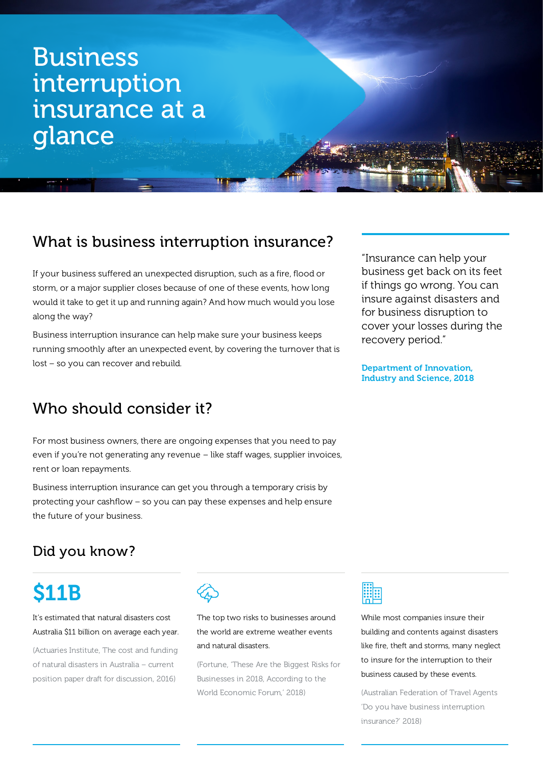# Business interruption insurance at a glance

## What is business interruption insurance?

If your business suffered an unexpected disruption, such as a fire, flood or storm, or a major supplier closes because of one of these events, how long would it take to get it up and running again? And how much would you lose along the way?

Business interruption insurance can help make sure your business keeps running smoothly after an unexpected event, by covering the turnover that is lost – so you can recover and rebuild.

> "Insurance can help your business get back on its feet if things go wrong. You can insure against disasters and for business disruption to cover your losses during the recovery period."
>
> **Department of Innovation, Industry and Science, 2018**

## Who should consider it?

For most business owners, there are ongoing expenses that you need to pay even if you're not generating any revenue – like staff wages, supplier invoices, rent or loan repayments.

Business interruption insurance can get you through a temporary crisis by protecting your cashflow – so you can pay these expenses and help ensure the future of your business.

## Did you know?

**$11B**

It's estimated that natural disasters cost Australia $11 billion on average each year.

(Actuaries Institute, The cost and funding of natural disasters in Australia – current position paper draft for discussion, 2016)

The top two risks to businesses around the world are extreme weather events and natural disasters.

(Fortune, 'These Are the Biggest Risks for Businesses in 2018, According to the World Economic Forum,' 2018)

While most companies insure their building and contents against disasters like fire, theft and storms, many neglect to insure for the interruption to their business caused by these events.

(Australian Federation of Travel Agents 'Do you have business interruption insurance?' 2018)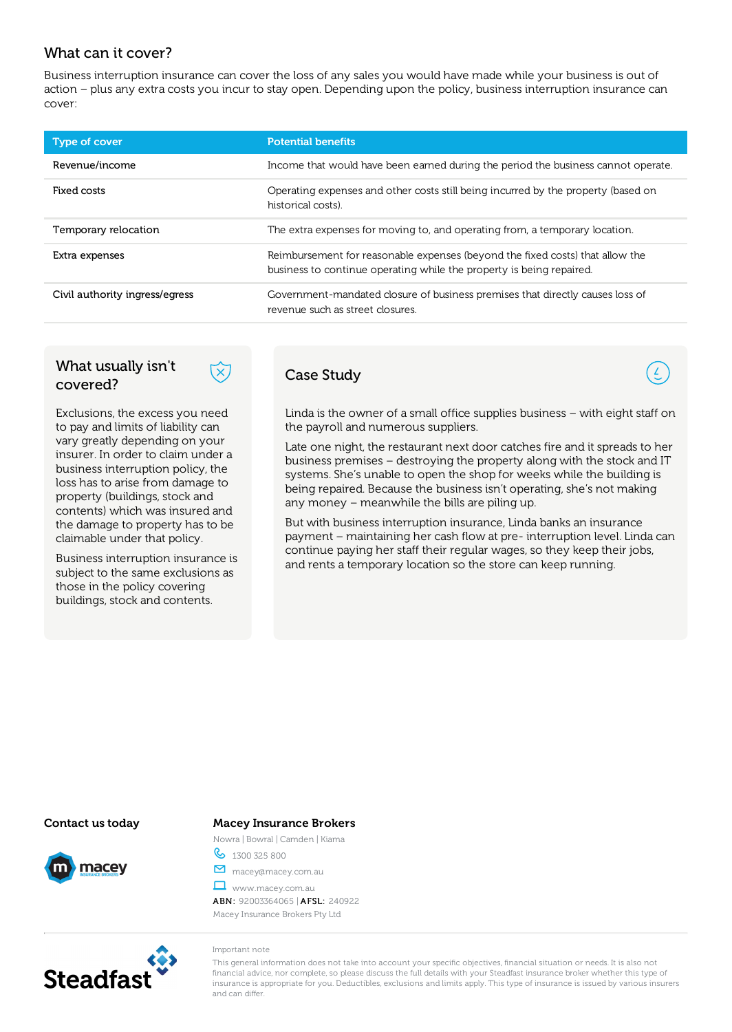## What can it cover?

Business interruption insurance can cover the loss of any sales you would have made while your business is out of action – plus any extra costs you incur to stay open. Depending upon the policy, business interruption insurance can cover:

| Type of cover | Potential benefits |
|---|---|
| Revenue/income | Income that would have been earned during the period the business cannot operate. |
| Fixed costs | Operating expenses and other costs still being incurred by the property (based on historical costs). |
| Temporary relocation | The extra expenses for moving to, and operating from, a temporary location. |
| Extra expenses | Reimbursement for reasonable expenses (beyond the fixed costs) that allow the business to continue operating while the property is being repaired. |
| Civil authority ingress/egress | Government-mandated closure of business premises that directly causes loss of revenue such as street closures. |

## What usually isn't covered?

Exclusions, the excess you need to pay and limits of liability can vary greatly depending on your insurer. In order to claim under a business interruption policy, the loss has to arise from damage to property (buildings, stock and contents) which was insured and the damage to property has to be claimable under that policy.

Business interruption insurance is subject to the same exclusions as those in the policy covering buildings, stock and contents.

## Case Study

Linda is the owner of a small office supplies business – with eight staff on the payroll and numerous suppliers.

Late one night, the restaurant next door catches fire and it spreads to her business premises – destroying the property along with the stock and IT systems. She's unable to open the shop for weeks while the building is being repaired. Because the business isn't operating, she's not making any money – meanwhile the bills are piling up.

But with business interruption insurance, Linda banks an insurance payment – maintaining her cash flow at pre- interruption level. Linda can continue paying her staff their regular wages, so they keep their jobs, and rents a temporary location so the store can keep running.

**Contact us today**

macey

**Macey Insurance Brokers**

Nowra | Bowral | Camden | Kiama

1300 325 800

macey@macey.com.au

www.macey.com.au

**ABN:** 92003364065 | **AFSL:** 240922

Macey Insurance Brokers Pty Ltd

Steadfast

Important note

This general information does not take into account your specific objectives, financial situation or needs. It is also not financial advice, nor complete, so please discuss the full details with your Steadfast insurance broker whether this type of insurance is appropriate for you. Deductibles, exclusions and limits apply. This type of insurance is issued by various insurers and can differ.